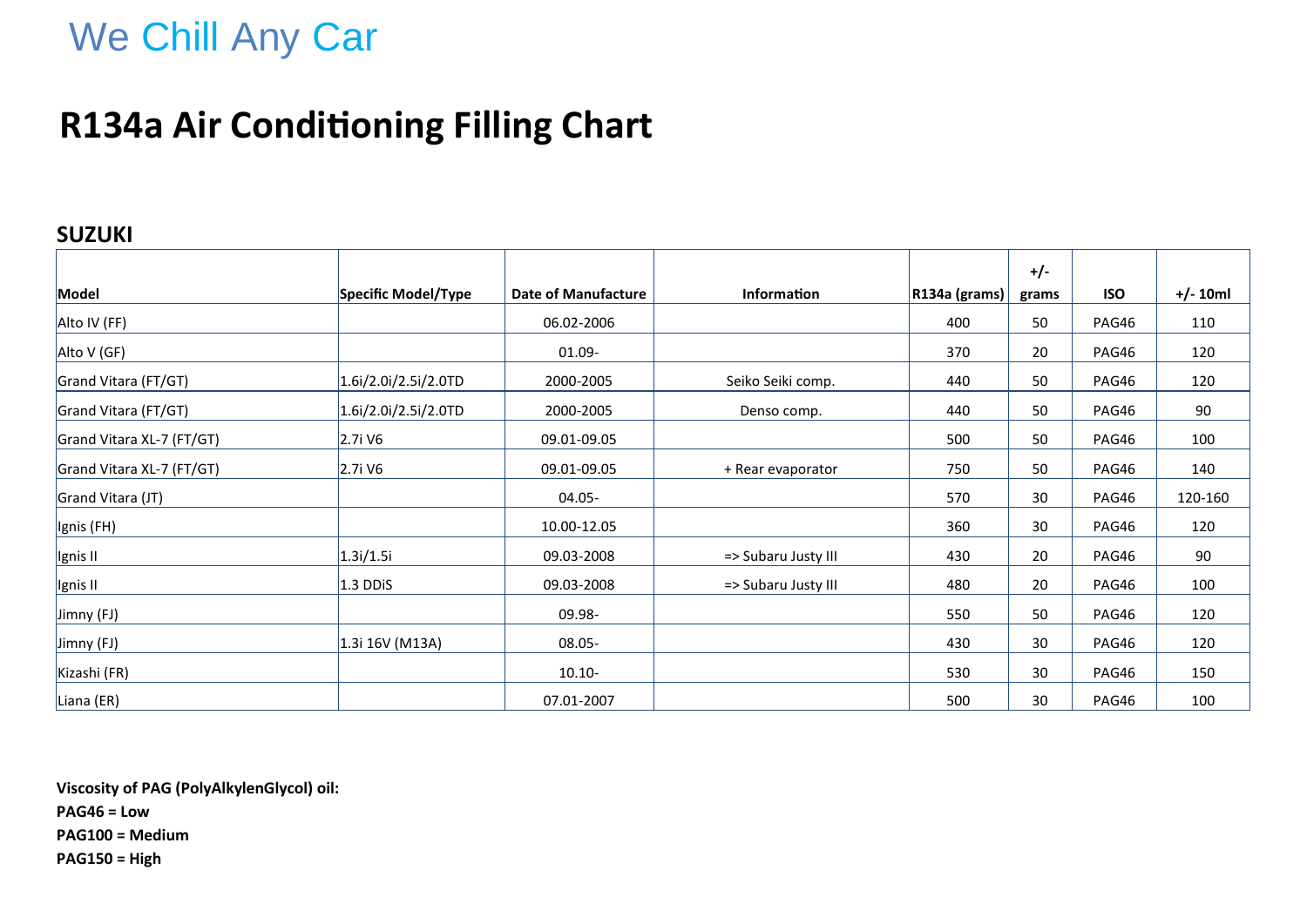# We Chill Any Car

# R134a Air Conditioning Filling Chart

## SUZUKI

| Model | Specific Model/Type | Date of Manufacture | Information | R134a (grams) | +/- grams | ISO | +/- 10ml |
|---|---|---|---|---|---|---|---|
| Alto IV (FF) | | 06.02-2006 | | 400 | 50 | PAG46 | 110 |
| Alto V (GF) | | 01.09- | | 370 | 20 | PAG46 | 120 |
| Grand Vitara (FT/GT) | 1.6i/2.0i/2.5i/2.0TD | 2000-2005 | Seiko Seiki comp. | 440 | 50 | PAG46 | 120 |
| Grand Vitara (FT/GT) | 1.6i/2.0i/2.5i/2.0TD | 2000-2005 | Denso comp. | 440 | 50 | PAG46 | 90 |
| Grand Vitara XL-7 (FT/GT) | 2.7i V6 | 09.01-09.05 | | 500 | 50 | PAG46 | 100 |
| Grand Vitara XL-7 (FT/GT) | 2.7i V6 | 09.01-09.05 | + Rear evaporator | 750 | 50 | PAG46 | 140 |
| Grand Vitara (JT) | | 04.05- | | 570 | 30 | PAG46 | 120-160 |
| Ignis (FH) | | 10.00-12.05 | | 360 | 30 | PAG46 | 120 |
| Ignis II | 1.3i/1.5i | 09.03-2008 | => Subaru Justy III | 430 | 20 | PAG46 | 90 |
| Ignis II | 1.3 DDiS | 09.03-2008 | => Subaru Justy III | 480 | 20 | PAG46 | 100 |
| Jimny (FJ) | | 09.98- | | 550 | 50 | PAG46 | 120 |
| Jimny (FJ) | 1.3i 16V (M13A) | 08.05- | | 430 | 30 | PAG46 | 120 |
| Kizashi (FR) | | 10.10- | | 530 | 30 | PAG46 | 150 |
| Liana (ER) | | 07.01-2007 | | 500 | 30 | PAG46 | 100 |

**Viscosity of PAG (PolyAlkylenGlycol) oil:**
**PAG46 = Low**
**PAG100 = Medium**
**PAG150 = High**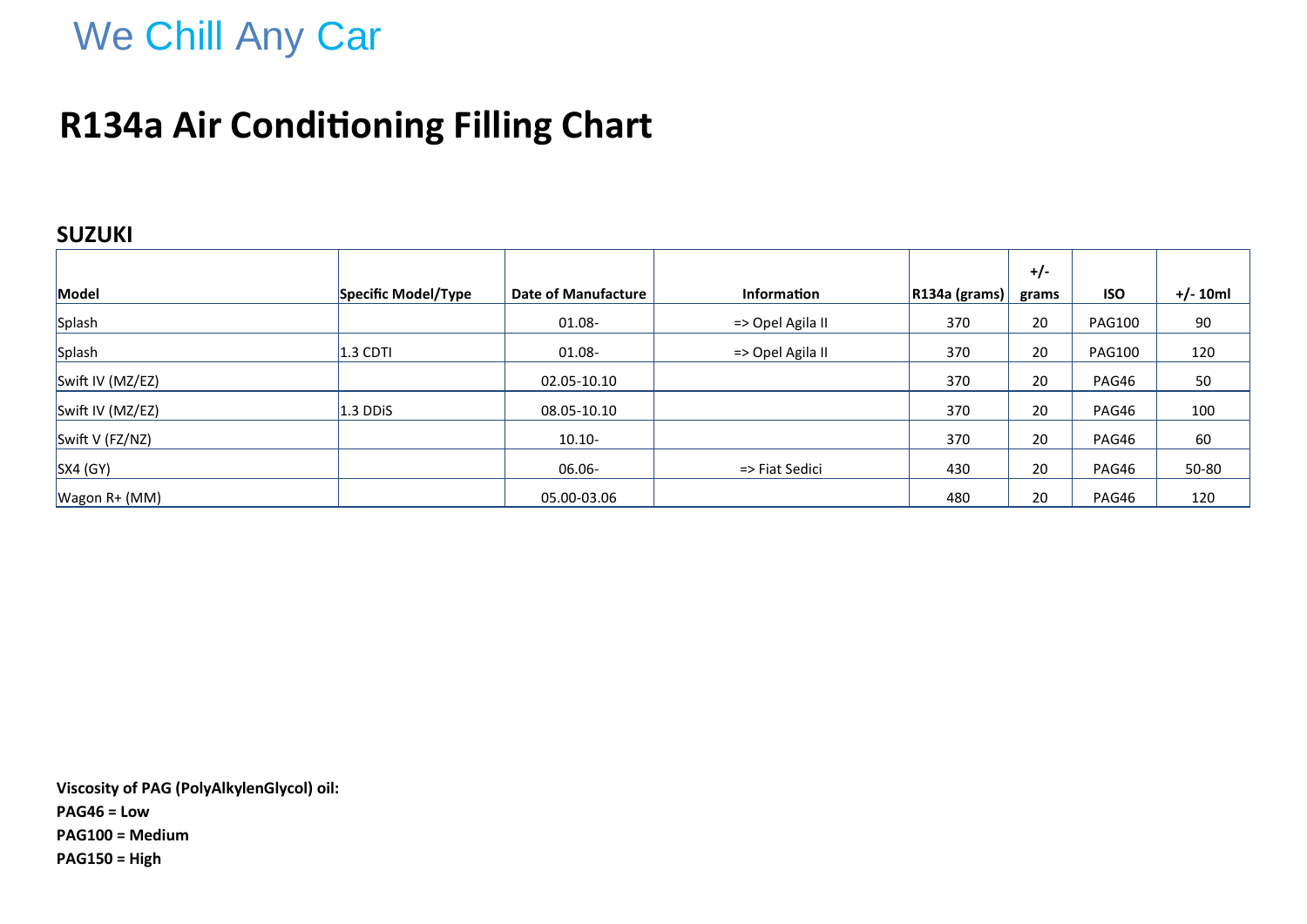We Chill Any Car

# R134a Air Conditioning Filling Chart

## SUZUKI

| Model | Specific Model/Type | Date of Manufacture | Information | R134a (grams) | +/- grams | ISO | +/- 10ml |
|---|---|---|---|---|---|---|---|
| Splash | | 01.08- | => Opel Agila II | 370 | 20 | PAG100 | 90 |
| Splash | 1.3 CDTI | 01.08- | => Opel Agila II | 370 | 20 | PAG100 | 120 |
| Swift IV (MZ/EZ) | | 02.05-10.10 | | 370 | 20 | PAG46 | 50 |
| Swift IV (MZ/EZ) | 1.3 DDiS | 08.05-10.10 | | 370 | 20 | PAG46 | 100 |
| Swift V (FZ/NZ) | | 10.10- | | 370 | 20 | PAG46 | 60 |
| SX4 (GY) | | 06.06- | => Fiat Sedici | 430 | 20 | PAG46 | 50-80 |
| Wagon R+ (MM) | | 05.00-03.06 | | 480 | 20 | PAG46 | 120 |

**Viscosity of PAG (PolyAlkylenGlycol) oil:**

**PAG46 = Low**

**PAG100 = Medium**

**PAG150 = High**